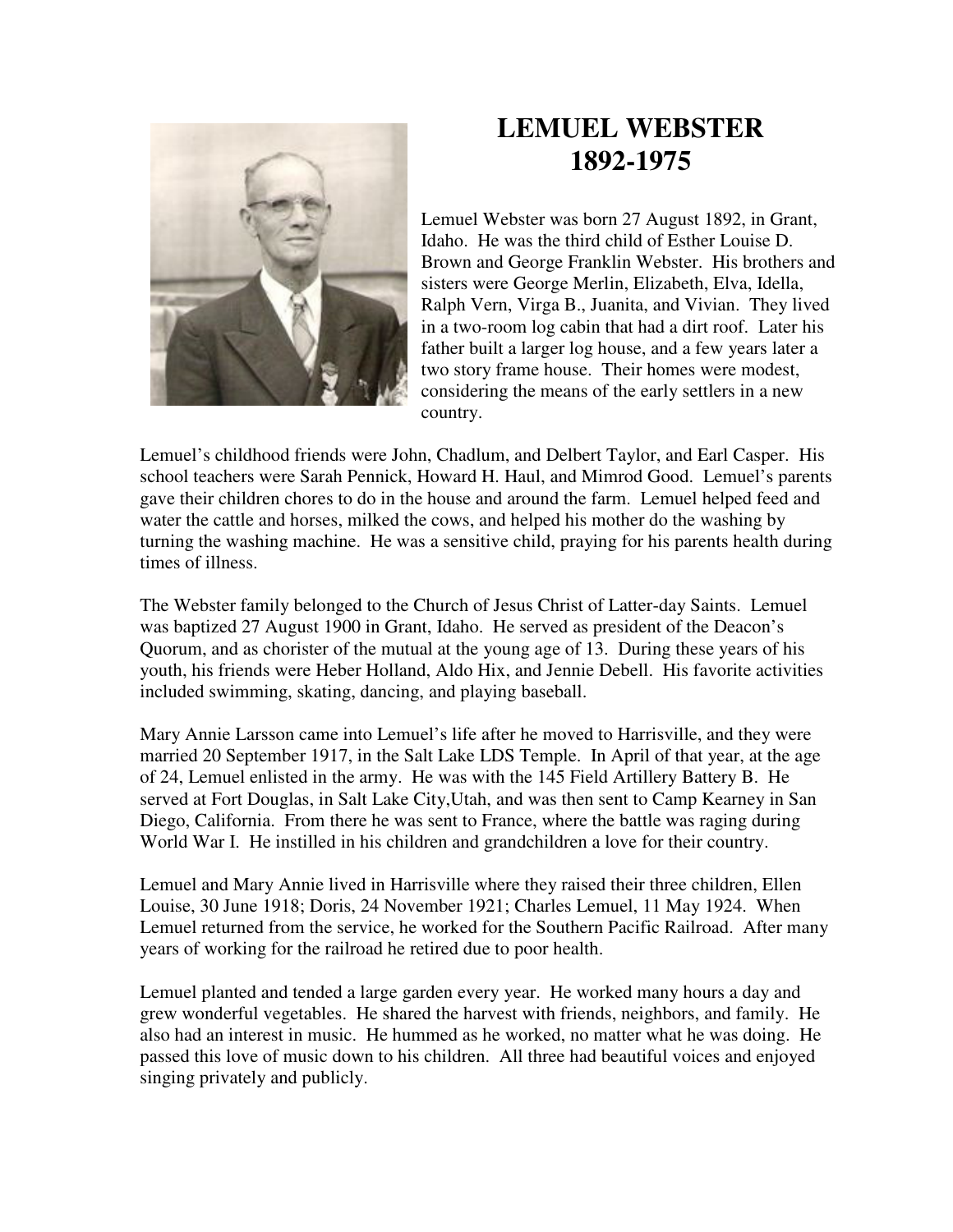# LEMUEL WEBSTER
# 1892-1975

Lemuel Webster was born 27 August 1892, in Grant, Idaho. He was the third child of Esther Louise D. Brown and George Franklin Webster. His brothers and sisters were George Merlin, Elizabeth, Elva, Idella, Ralph Vern, Virga B., Juanita, and Vivian. They lived in a two-room log cabin that had a dirt roof. Later his father built a larger log house, and a few years later a two story frame house. Their homes were modest, considering the means of the early settlers in a new country.

Lemuel's childhood friends were John, Chadlum, and Delbert Taylor, and Earl Casper. His school teachers were Sarah Pennick, Howard H. Haul, and Mimrod Good. Lemuel's parents gave their children chores to do in the house and around the farm. Lemuel helped feed and water the cattle and horses, milked the cows, and helped his mother do the washing by turning the washing machine. He was a sensitive child, praying for his parents health during times of illness.

The Webster family belonged to the Church of Jesus Christ of Latter-day Saints. Lemuel was baptized 27 August 1900 in Grant, Idaho. He served as president of the Deacon's Quorum, and as chorister of the mutual at the young age of 13. During these years of his youth, his friends were Heber Holland, Aldo Hix, and Jennie Debell. His favorite activities included swimming, skating, dancing, and playing baseball.

Mary Annie Larsson came into Lemuel's life after he moved to Harrisville, and they were married 20 September 1917, in the Salt Lake LDS Temple. In April of that year, at the age of 24, Lemuel enlisted in the army. He was with the 145 Field Artillery Battery B. He served at Fort Douglas, in Salt Lake City,Utah, and was then sent to Camp Kearney in San Diego, California. From there he was sent to France, where the battle was raging during World War I. He instilled in his children and grandchildren a love for their country.

Lemuel and Mary Annie lived in Harrisville where they raised their three children, Ellen Louise, 30 June 1918; Doris, 24 November 1921; Charles Lemuel, 11 May 1924. When Lemuel returned from the service, he worked for the Southern Pacific Railroad. After many years of working for the railroad he retired due to poor health.

Lemuel planted and tended a large garden every year. He worked many hours a day and grew wonderful vegetables. He shared the harvest with friends, neighbors, and family. He also had an interest in music. He hummed as he worked, no matter what he was doing. He passed this love of music down to his children. All three had beautiful voices and enjoyed singing privately and publicly.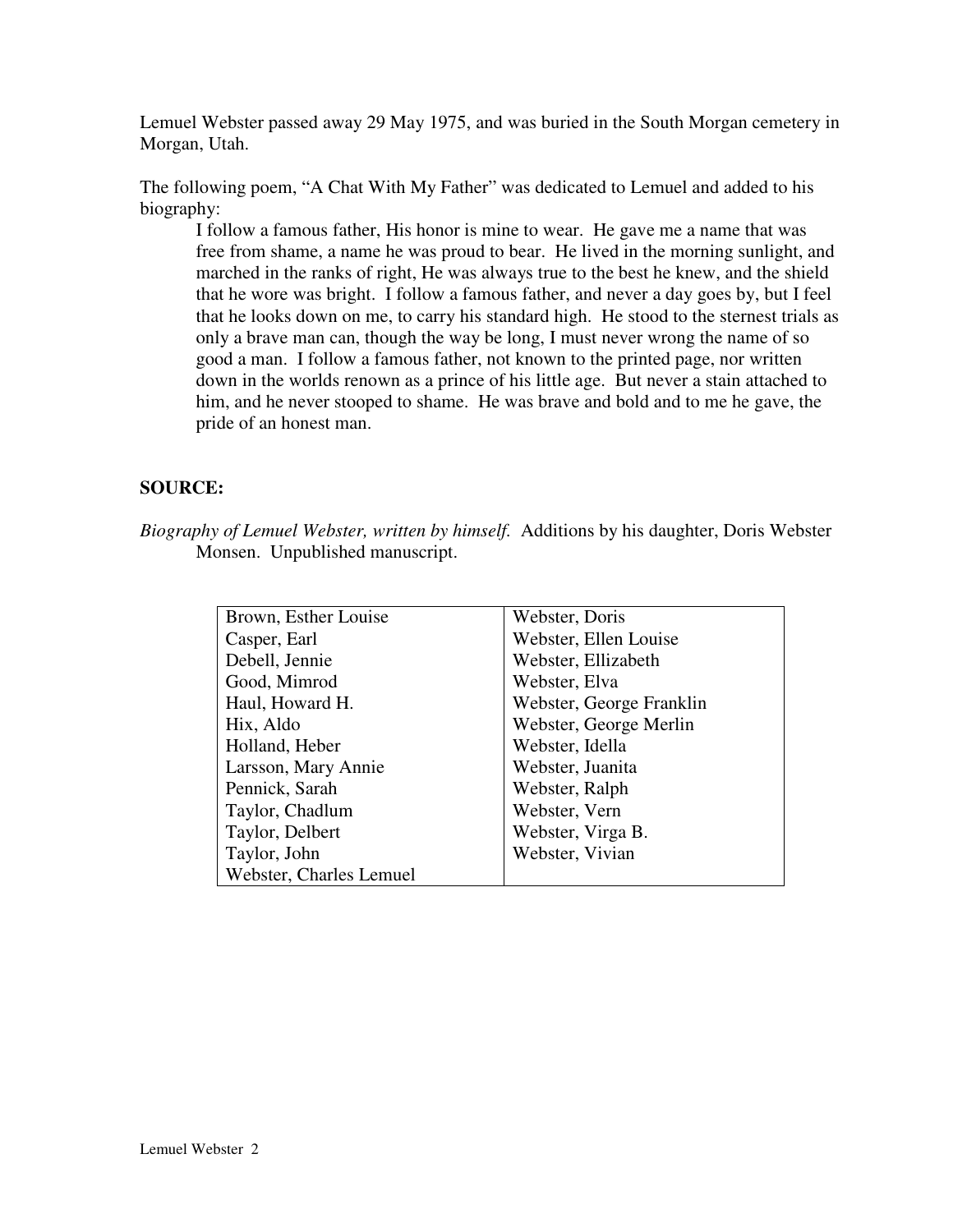Lemuel Webster passed away 29 May 1975, and was buried in the South Morgan cemetery in Morgan, Utah.

The following poem, "A Chat With My Father" was dedicated to Lemuel and added to his biography:

> I follow a famous father, His honor is mine to wear. He gave me a name that was free from shame, a name he was proud to bear. He lived in the morning sunlight, and marched in the ranks of right, He was always true to the best he knew, and the shield that he wore was bright. I follow a famous father, and never a day goes by, but I feel that he looks down on me, to carry his standard high. He stood to the sternest trials as only a brave man can, though the way be long, I must never wrong the name of so good a man. I follow a famous father, not known to the printed page, nor written down in the worlds renown as a prince of his little age. But never a stain attached to him, and he never stooped to shame. He was brave and bold and to me he gave, the pride of an honest man.

**SOURCE:**

*Biography of Lemuel Webster, written by himself.* Additions by his daughter, Doris Webster Monsen. Unpublished manuscript.

| | |
|---|---|
| Brown, Esther Louise | Webster, Doris |
| Casper, Earl | Webster, Ellen Louise |
| Debell, Jennie | Webster, Ellizabeth |
| Good, Mimrod | Webster, Elva |
| Haul, Howard H. | Webster, George Franklin |
| Hix, Aldo | Webster, George Merlin |
| Holland, Heber | Webster, Idella |
| Larsson, Mary Annie | Webster, Juanita |
| Pennick, Sarah | Webster, Ralph |
| Taylor, Chadlum | Webster, Vern |
| Taylor, Delbert | Webster, Virga B. |
| Taylor, John | Webster, Vivian |
| Webster, Charles Lemuel | |